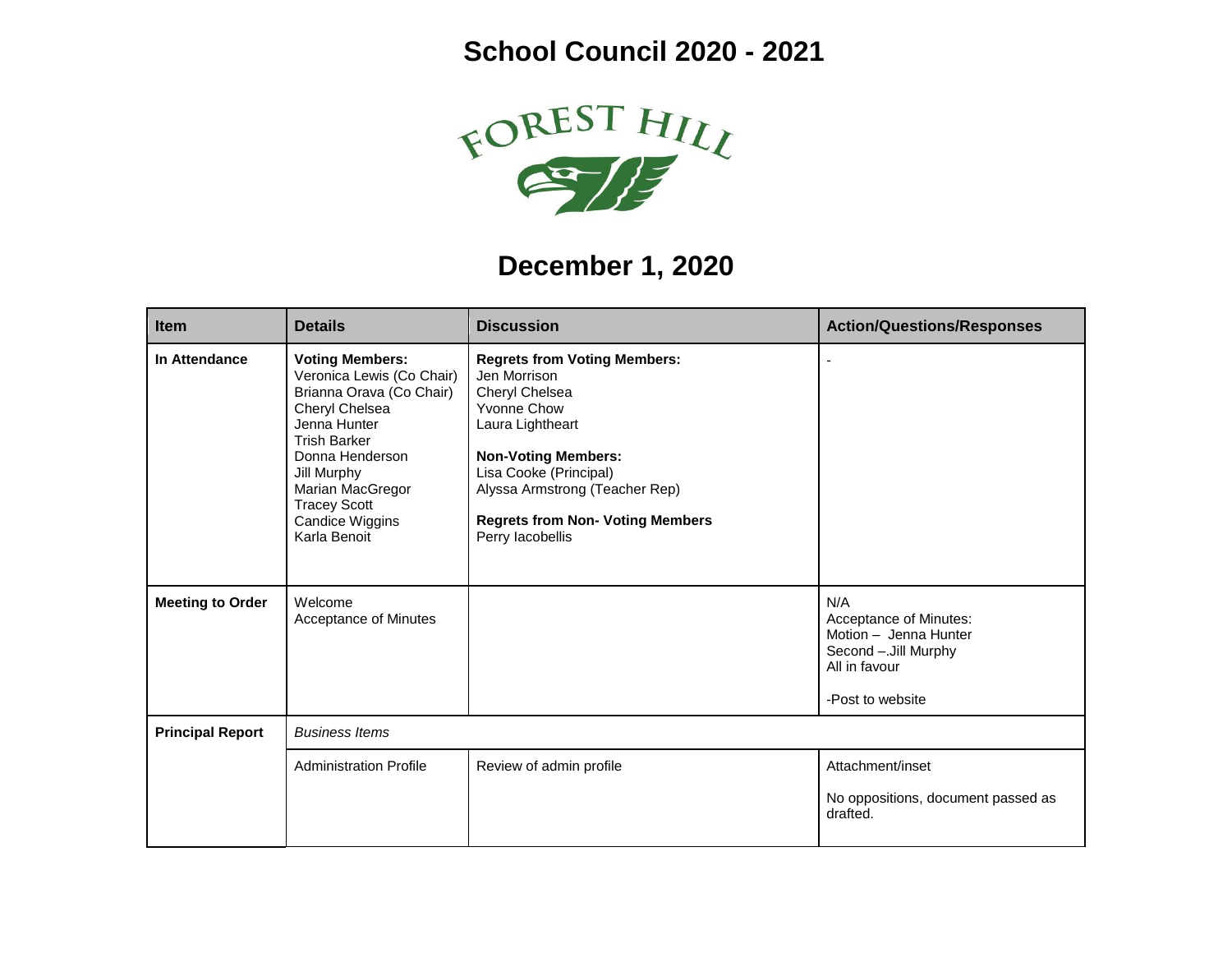# School Council 2020 - 2021

FOREST HILL

## December 1, 2020

| Item | Details | Discussion | Action/Questions/Responses |
|---|---|---|---|
| **In Attendance** | **Voting Members:**<br>Veronica Lewis (Co Chair)<br>Brianna Orava (Co Chair)<br>Cheryl Chelsea<br>Jenna Hunter<br>Trish Barker<br>Donna Henderson<br>Jill Murphy<br>Marian MacGregor<br>Tracey Scott<br>Candice Wiggins<br>Karla Benoit | **Regrets from Voting Members:**<br>Jen Morrison<br>Cheryl Chelsea<br>Yvonne Chow<br>Laura Lightheart<br><br>**Non-Voting Members:**<br>Lisa Cooke (Principal)<br>Alyssa Armstrong (Teacher Rep)<br><br>**Regrets from Non- Voting Members**<br>Perry Iacobellis | - |
| **Meeting to Order** | Welcome<br>Acceptance of Minutes | | N/A<br>Acceptance of Minutes:<br>Motion – Jenna Hunter<br>Second –.Jill Murphy<br>All in favour<br><br>-Post to website |
| **Principal Report** | *Business Items* | | |
| | Administration Profile | Review of admin profile | Attachment/inset<br><br>No oppositions, document passed as drafted. |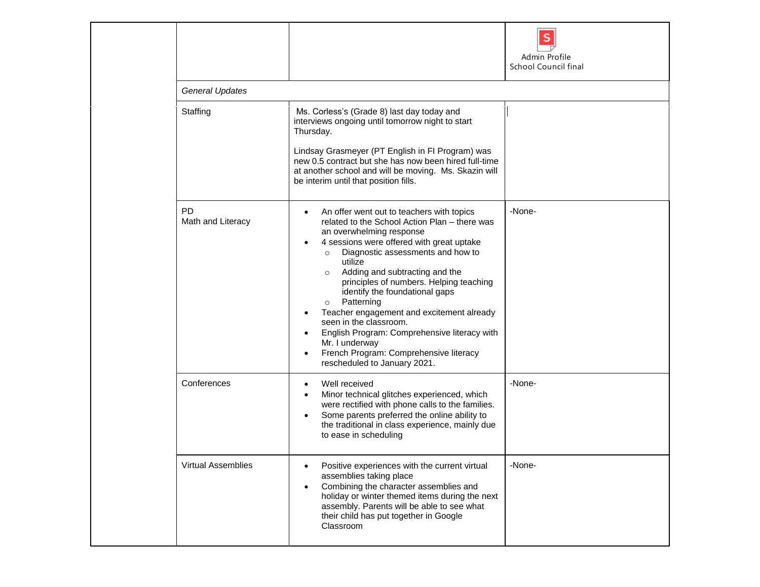| | | | |
|---|---|---|---|
| | | | Admin Profile School Council final |
| | *General Updates* | | |
| | Staffing | Ms. Corless's (Grade 8) last day today and interviews ongoing until tomorrow night to start Thursday.<br><br>Lindsay Grasmeyer (PT English in FI Program) was new 0.5 contract but she has now been hired full-time at another school and will be moving. Ms. Skazin will be interim until that position fills. | |
| | PD<br>Math and Literacy | • An offer went out to teachers with topics related to the School Action Plan – there was an overwhelming response<br>• 4 sessions were offered with great uptake<br>  ○ Diagnostic assessments and how to utilize<br>  ○ Adding and subtracting and the principles of numbers. Helping teaching identify the foundational gaps<br>  ○ Patterning<br>• Teacher engagement and excitement already seen in the classroom.<br>• English Program: Comprehensive literacy with Mr. I underway<br>• French Program: Comprehensive literacy rescheduled to January 2021. | -None- |
| | Conferences | • Well received<br>• Minor technical glitches experienced, which were rectified with phone calls to the families.<br>• Some parents preferred the online ability to the traditional in class experience, mainly due to ease in scheduling | -None- |
| | Virtual Assemblies | • Positive experiences with the current virtual assemblies taking place<br>• Combining the character assemblies and holiday or winter themed items during the next assembly. Parents will be able to see what their child has put together in Google Classroom | -None- |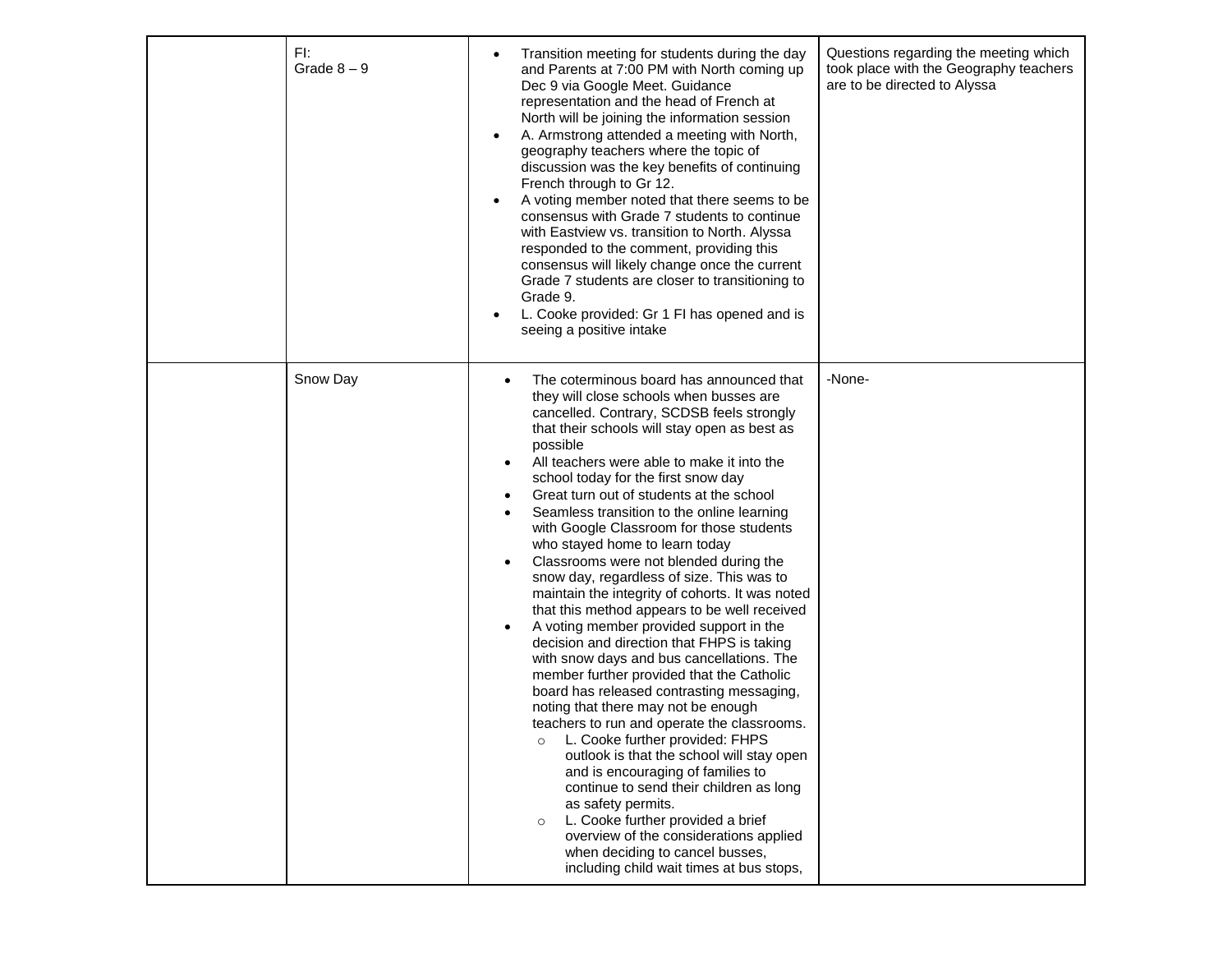|  |  |  |  |
|---|---|---|---|
|  | FI:<br>Grade 8 – 9 | • Transition meeting for students during the day and Parents at 7:00 PM with North coming up Dec 9 via Google Meet. Guidance representation and the head of French at North will be joining the information session<br>• A. Armstrong attended a meeting with North, geography teachers where the topic of discussion was the key benefits of continuing French through to Gr 12.<br>• A voting member noted that there seems to be consensus with Grade 7 students to continue with Eastview vs. transition to North. Alyssa responded to the comment, providing this consensus will likely change once the current Grade 7 students are closer to transitioning to Grade 9.<br>• L. Cooke provided: Gr 1 FI has opened and is seeing a positive intake | Questions regarding the meeting which took place with the Geography teachers are to be directed to Alyssa |
|  | Snow Day | • The coterminous board has announced that they will close schools when busses are cancelled. Contrary, SCDSB feels strongly that their schools will stay open as best as possible<br>• All teachers were able to make it into the school today for the first snow day<br>• Great turn out of students at the school<br>• Seamless transition to the online learning with Google Classroom for those students who stayed home to learn today<br>• Classrooms were not blended during the snow day, regardless of size. This was to maintain the integrity of cohorts. It was noted that this method appears to be well received<br>• A voting member provided support in the decision and direction that FHPS is taking with snow days and bus cancellations. The member further provided that the Catholic board has released contrasting messaging, noting that there may not be enough teachers to run and operate the classrooms.<br>&nbsp;&nbsp;&nbsp;&nbsp;○ L. Cooke further provided: FHPS outlook is that the school will stay open and is encouraging of families to continue to send their children as long as safety permits.<br>&nbsp;&nbsp;&nbsp;&nbsp;○ L. Cooke further provided a brief overview of the considerations applied when deciding to cancel busses, including child wait times at bus stops, | -None- |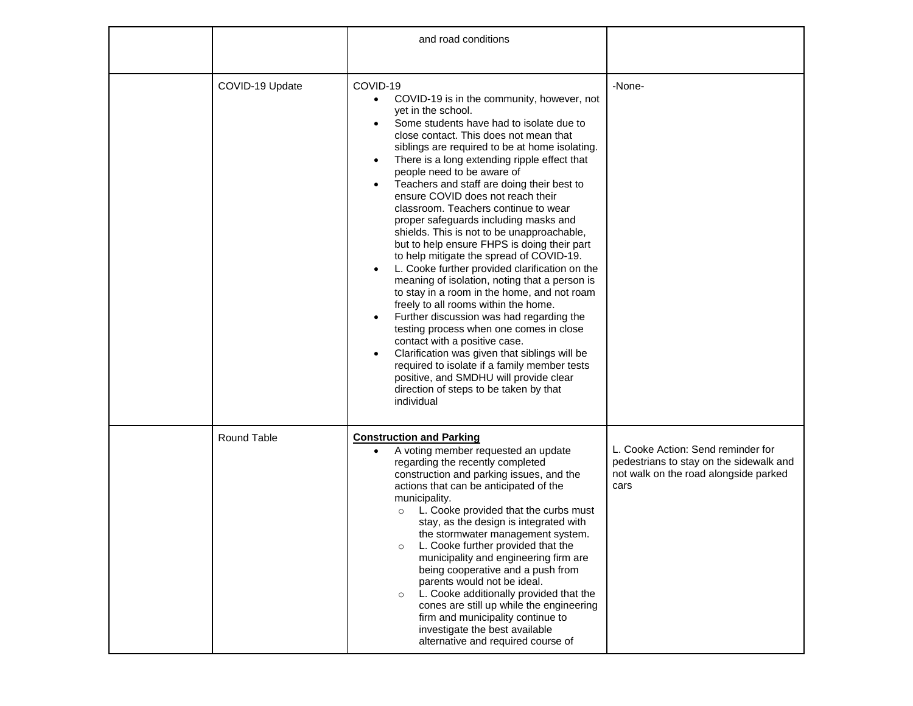| | | | |
|---|---|---|---|
| | | and road conditions | |
| | COVID-19 Update | COVID-19<br>• COVID-19 is in the community, however, not yet in the school.<br>• Some students have had to isolate due to close contact. This does not mean that siblings are required to be at home isolating.<br>• There is a long extending ripple effect that people need to be aware of<br>• Teachers and staff are doing their best to ensure COVID does not reach their classroom. Teachers continue to wear proper safeguards including masks and shields. This is not to be unapproachable, but to help ensure FHPS is doing their part to help mitigate the spread of COVID-19.<br>• L. Cooke further provided clarification on the meaning of isolation, noting that a person is to stay in a room in the home, and not roam freely to all rooms within the home.<br>• Further discussion was had regarding the testing process when one comes in close contact with a positive case.<br>• Clarification was given that siblings will be required to isolate if a family member tests positive, and SMDHU will provide clear direction of steps to be taken by that individual | -None- |
| | Round Table | **<u>Construction and Parking</u>**<br>• A voting member requested an update regarding the recently completed construction and parking issues, and the actions that can be anticipated of the municipality.<br>&nbsp;&nbsp;&nbsp;&nbsp;○ L. Cooke provided that the curbs must stay, as the design is integrated with the stormwater management system.<br>&nbsp;&nbsp;&nbsp;&nbsp;○ L. Cooke further provided that the municipality and engineering firm are being cooperative and a push from parents would not be ideal.<br>&nbsp;&nbsp;&nbsp;&nbsp;○ L. Cooke additionally provided that the cones are still up while the engineering firm and municipality continue to investigate the best available alternative and required course of | L. Cooke Action: Send reminder for pedestrians to stay on the sidewalk and not walk on the road alongside parked cars |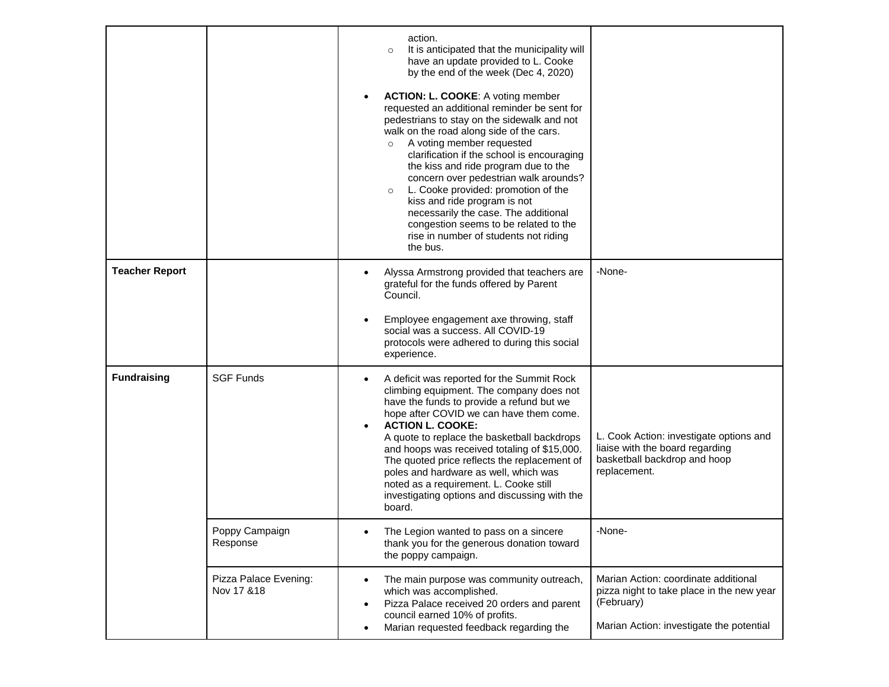| | | | |
|---|---|---|---|
| | | action.<br>◦ It is anticipated that the municipality will have an update provided to L. Cooke by the end of the week (Dec 4, 2020)<br><br>• **ACTION: L. COOKE**: A voting member requested an additional reminder be sent for pedestrians to stay on the sidewalk and not walk on the road along side of the cars.<br>◦ A voting member requested clarification if the school is encouraging the kiss and ride program due to the concern over pedestrian walk arounds?<br>◦ L. Cooke provided: promotion of the kiss and ride program is not necessarily the case. The additional congestion seems to be related to the rise in number of students not riding the bus. | |
| **Teacher Report** | | • Alyssa Armstrong provided that teachers are grateful for the funds offered by Parent Council.<br><br>• Employee engagement axe throwing, staff social was a success. All COVID-19 protocols were adhered to during this social experience. | -None- |
| **Fundraising** | SGF Funds | • A deficit was reported for the Summit Rock climbing equipment. The company does not have the funds to provide a refund but we hope after COVID we can have them come.<br>• **ACTION L. COOKE:**<br>A quote to replace the basketball backdrops and hoops was received totaling of $15,000. The quoted price reflects the replacement of poles and hardware as well, which was noted as a requirement. L. Cooke still investigating options and discussing with the board. | L. Cook Action: investigate options and liaise with the board regarding basketball backdrop and hoop replacement. |
| | Poppy Campaign Response | • The Legion wanted to pass on a sincere thank you for the generous donation toward the poppy campaign. | -None- |
| | Pizza Palace Evening: Nov 17 &18 | • The main purpose was community outreach, which was accomplished.<br>• Pizza Palace received 20 orders and parent council earned 10% of profits.<br>• Marian requested feedback regarding the | Marian Action: coordinate additional pizza night to take place in the new year (February)<br><br>Marian Action: investigate the potential |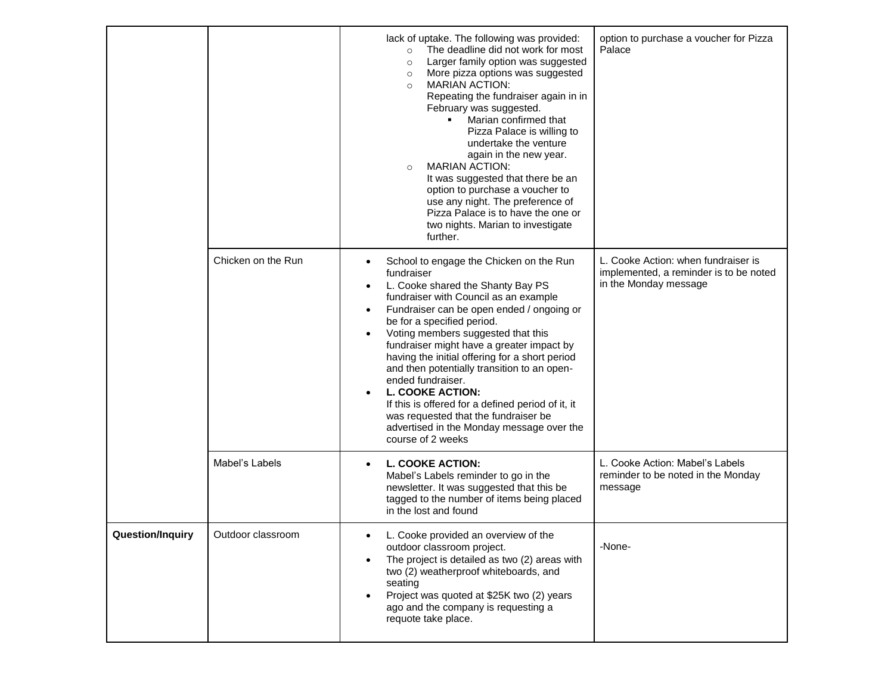| | | | |
|---|---|---|---|
| | | lack of uptake. The following was provided:<br>○ The deadline did not work for most<br>○ Larger family option was suggested<br>○ More pizza options was suggested<br>○ MARIAN ACTION:<br>Repeating the fundraiser again in in February was suggested.<br>▪ Marian confirmed that Pizza Palace is willing to undertake the venture again in the new year.<br>○ MARIAN ACTION:<br>It was suggested that there be an option to purchase a voucher to use any night. The preference of Pizza Palace is to have the one or two nights. Marian to investigate further. | option to purchase a voucher for Pizza Palace |
| | Chicken on the Run | • School to engage the Chicken on the Run fundraiser<br>• L. Cooke shared the Shanty Bay PS fundraiser with Council as an example<br>• Fundraiser can be open ended / ongoing or be for a specified period.<br>• Voting members suggested that this fundraiser might have a greater impact by having the initial offering for a short period and then potentially transition to an open-ended fundraiser.<br>• **L. COOKE ACTION:**<br>If this is offered for a defined period of it, it was requested that the fundraiser be advertised in the Monday message over the course of 2 weeks | L. Cooke Action: when fundraiser is implemented, a reminder is to be noted in the Monday message |
| | Mabel's Labels | • **L. COOKE ACTION:**<br>Mabel's Labels reminder to go in the newsletter. It was suggested that this be tagged to the number of items being placed in the lost and found | L. Cooke Action: Mabel's Labels reminder to be noted in the Monday message |
| **Question/Inquiry** | Outdoor classroom | • L. Cooke provided an overview of the outdoor classroom project.<br>• The project is detailed as two (2) areas with two (2) weatherproof whiteboards, and seating<br>• Project was quoted at $25K two (2) years ago and the company is requesting a requote take place. | -None- |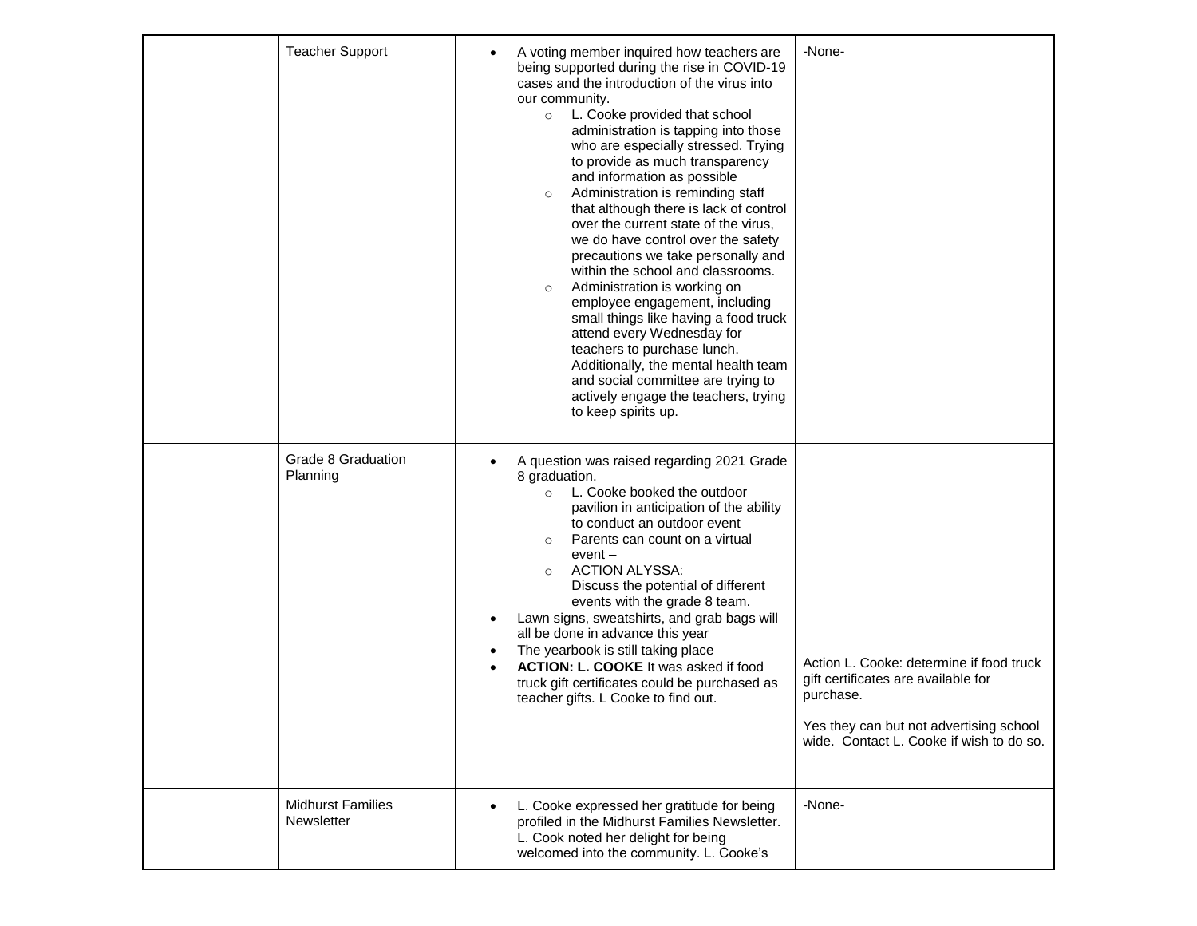| | | | |
|---|---|---|---|
| | Teacher Support | • A voting member inquired how teachers are being supported during the rise in COVID-19 cases and the introduction of the virus into our community.<br>  ○ L. Cooke provided that school administration is tapping into those who are especially stressed. Trying to provide as much transparency and information as possible<br>  ○ Administration is reminding staff that although there is lack of control over the current state of the virus, we do have control over the safety precautions we take personally and within the school and classrooms.<br>  ○ Administration is working on employee engagement, including small things like having a food truck attend every Wednesday for teachers to purchase lunch. Additionally, the mental health team and social committee are trying to actively engage the teachers, trying to keep spirits up. | -None- |
| | Grade 8 Graduation Planning | • A question was raised regarding 2021 Grade 8 graduation.<br>  ○ L. Cooke booked the outdoor pavilion in anticipation of the ability to conduct an outdoor event<br>  ○ Parents can count on a virtual event –<br>  ○ ACTION ALYSSA: Discuss the potential of different events with the grade 8 team.<br>• Lawn signs, sweatshirts, and grab bags will all be done in advance this year<br>• The yearbook is still taking place<br>• **ACTION: L. COOKE** It was asked if food truck gift certificates could be purchased as teacher gifts. L Cooke to find out. | Action L. Cooke: determine if food truck gift certificates are available for purchase.<br><br>Yes they can but not advertising school wide. Contact L. Cooke if wish to do so. |
| | Midhurst Families Newsletter | • L. Cooke expressed her gratitude for being profiled in the Midhurst Families Newsletter. L. Cook noted her delight for being welcomed into the community. L. Cooke's | -None- |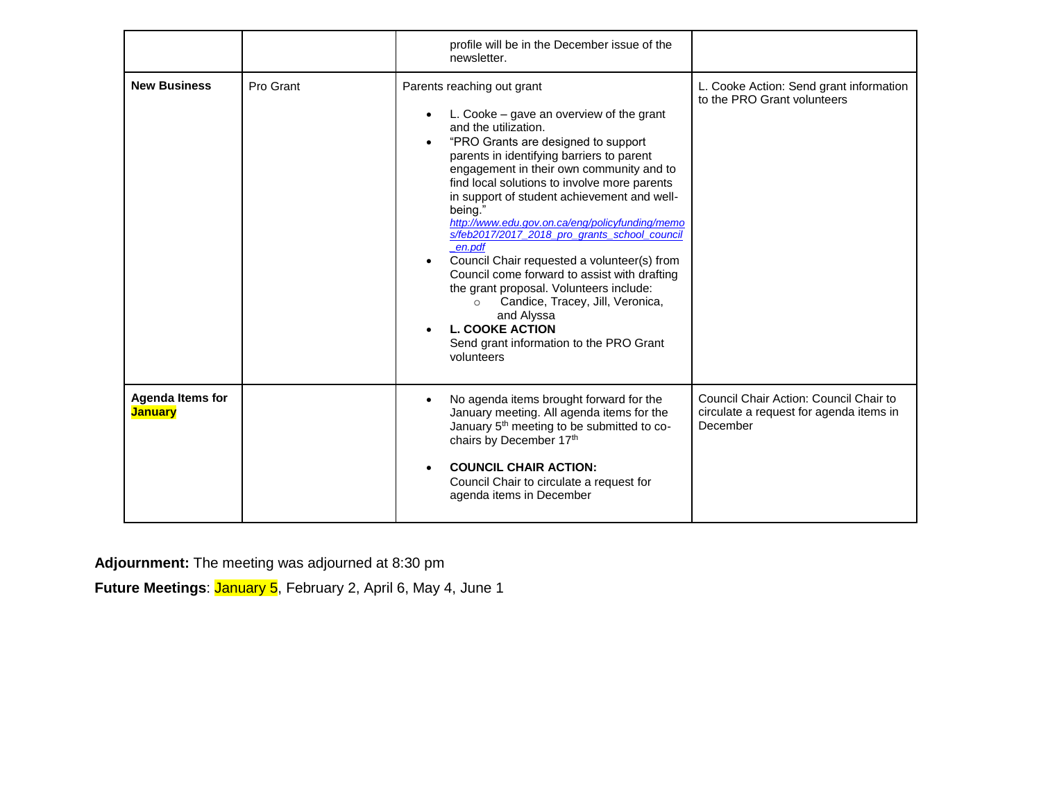| | | | |
|---|---|---|---|
| | | profile will be in the December issue of the newsletter. | |
| **New Business** | Pro Grant | Parents reaching out grant<br>• L. Cooke – gave an overview of the grant and the utilization.<br>• "PRO Grants are designed to support parents in identifying barriers to parent engagement in their own community and to find local solutions to involve more parents in support of student achievement and well-being." *http://www.edu.gov.on.ca/eng/policyfunding/memos/feb2017/2017_2018_pro_grants_school_council_en.pdf*<br>• Council Chair requested a volunteer(s) from Council come forward to assist with drafting the grant proposal. Volunteers include:<br>  ○ Candice, Tracey, Jill, Veronica, and Alyssa<br>• **L. COOKE ACTION**<br>Send grant information to the PRO Grant volunteers | L. Cooke Action: Send grant information to the PRO Grant volunteers |
| **Agenda Items for January** | | • No agenda items brought forward for the January meeting. All agenda items for the January 5th meeting to be submitted to co-chairs by December 17th<br>• **COUNCIL CHAIR ACTION:**<br>Council Chair to circulate a request for agenda items in December | Council Chair Action: Council Chair to circulate a request for agenda items in December |

**Adjournment:** The meeting was adjourned at 8:30 pm

**Future Meetings**: January 5, February 2, April 6, May 4, June 1